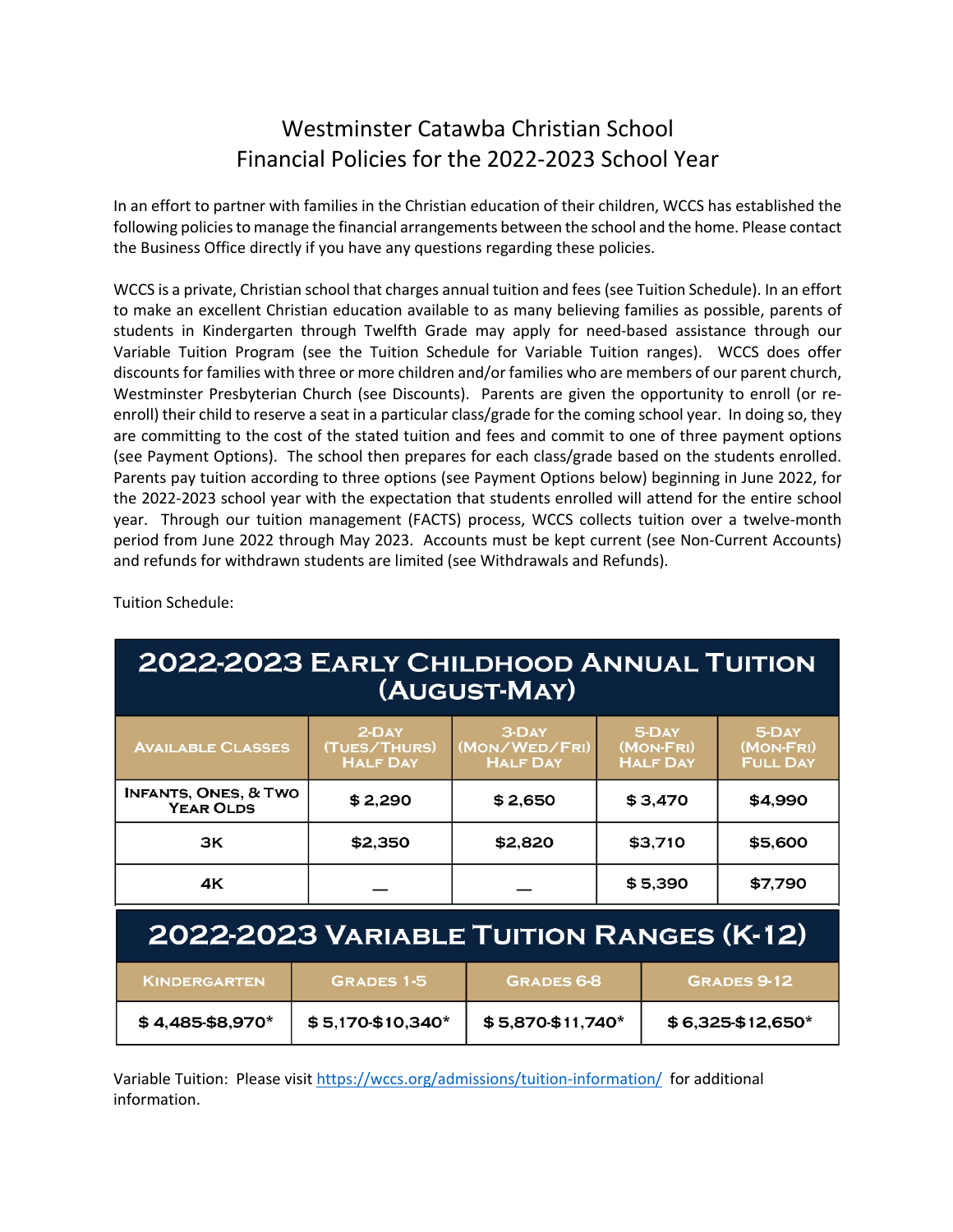# Westminster Catawba Christian School
# Financial Policies for the 2022-2023 School Year

In an effort to partner with families in the Christian education of their children, WCCS has established the following policies to manage the financial arrangements between the school and the home. Please contact the Business Office directly if you have any questions regarding these policies.

WCCS is a private, Christian school that charges annual tuition and fees (see Tuition Schedule). In an effort to make an excellent Christian education available to as many believing families as possible, parents of students in Kindergarten through Twelfth Grade may apply for need-based assistance through our Variable Tuition Program (see the Tuition Schedule for Variable Tuition ranges). WCCS does offer discounts for families with three or more children and/or families who are members of our parent church, Westminster Presbyterian Church (see Discounts). Parents are given the opportunity to enroll (or re-enroll) their child to reserve a seat in a particular class/grade for the coming school year. In doing so, they are committing to the cost of the stated tuition and fees and commit to one of three payment options (see Payment Options). The school then prepares for each class/grade based on the students enrolled. Parents pay tuition according to three options (see Payment Options below) beginning in June 2022, for the 2022-2023 school year with the expectation that students enrolled will attend for the entire school year. Through our tuition management (FACTS) process, WCCS collects tuition over a twelve-month period from June 2022 through May 2023. Accounts must be kept current (see Non-Current Accounts) and refunds for withdrawn students are limited (see Withdrawals and Refunds).

Tuition Schedule:

**2022-2023 Early Childhood Annual Tuition (August-May)**

| Available Classes | 2-Day (Tues/Thurs) Half Day | 3-Day (Mon/Wed/Fri) Half Day | 5-Day (Mon-Fri) Half Day | 5-Day (Mon-Fri) Full Day |
|---|---|---|---|---|
| Infants, Ones, & Two Year Olds | $ 2,290 | $ 2,650 | $ 3,470 | $4,990 |
| 3K | $2,350 | $2,820 | $3,710 | $5,600 |
| 4K | — | — | $ 5,390 | $7,790 |

**2022-2023 Variable Tuition Ranges (K-12)**

| Kindergarten | Grades 1-5 | Grades 6-8 | Grades 9-12 |
|---|---|---|---|
| $ 4,485-$8,970* | $ 5,170-$10,340* | $ 5,870-$11,740* | $ 6,325-$12,650* |

Variable Tuition: Please visit https://wccs.org/admissions/tuition-information/ for additional information.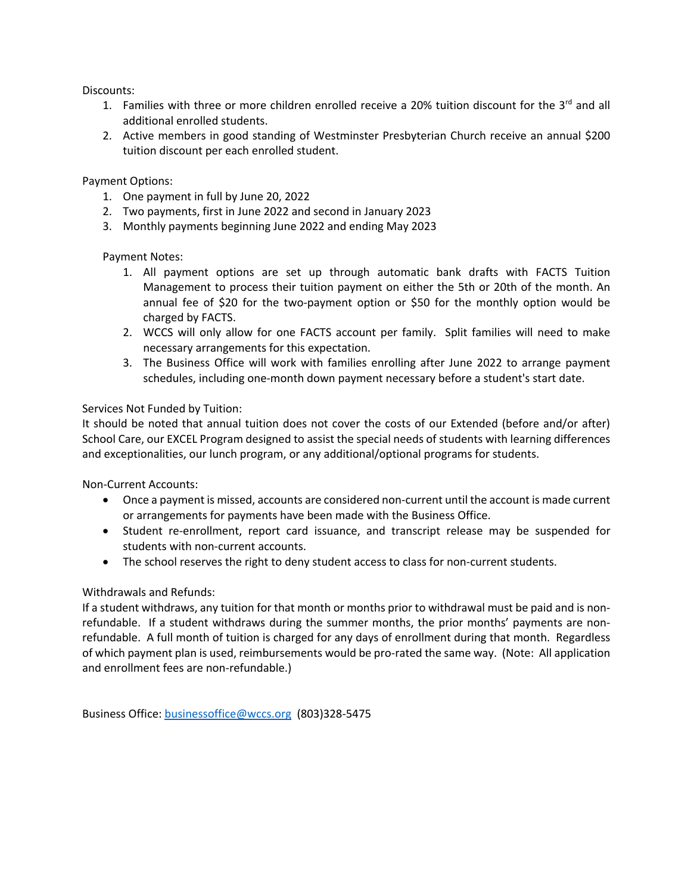Discounts:

1. Families with three or more children enrolled receive a 20% tuition discount for the 3rd and all additional enrolled students.
2. Active members in good standing of Westminster Presbyterian Church receive an annual $200 tuition discount per each enrolled student.

Payment Options:

1. One payment in full by June 20, 2022
2. Two payments, first in June 2022 and second in January 2023
3. Monthly payments beginning June 2022 and ending May 2023

Payment Notes:

1. All payment options are set up through automatic bank drafts with FACTS Tuition Management to process their tuition payment on either the 5th or 20th of the month. An annual fee of $20 for the two-payment option or $50 for the monthly option would be charged by FACTS.
2. WCCS will only allow for one FACTS account per family. Split families will need to make necessary arrangements for this expectation.
3. The Business Office will work with families enrolling after June 2022 to arrange payment schedules, including one-month down payment necessary before a student's start date.

Services Not Funded by Tuition:

It should be noted that annual tuition does not cover the costs of our Extended (before and/or after) School Care, our EXCEL Program designed to assist the special needs of students with learning differences and exceptionalities, our lunch program, or any additional/optional programs for students.

Non-Current Accounts:

- Once a payment is missed, accounts are considered non-current until the account is made current or arrangements for payments have been made with the Business Office.
- Student re-enrollment, report card issuance, and transcript release may be suspended for students with non-current accounts.
- The school reserves the right to deny student access to class for non-current students.

Withdrawals and Refunds:

If a student withdraws, any tuition for that month or months prior to withdrawal must be paid and is non-refundable. If a student withdraws during the summer months, the prior months' payments are non-refundable. A full month of tuition is charged for any days of enrollment during that month. Regardless of which payment plan is used, reimbursements would be pro-rated the same way. (Note: All application and enrollment fees are non-refundable.)

Business Office: businessoffice@wccs.org (803)328-5475